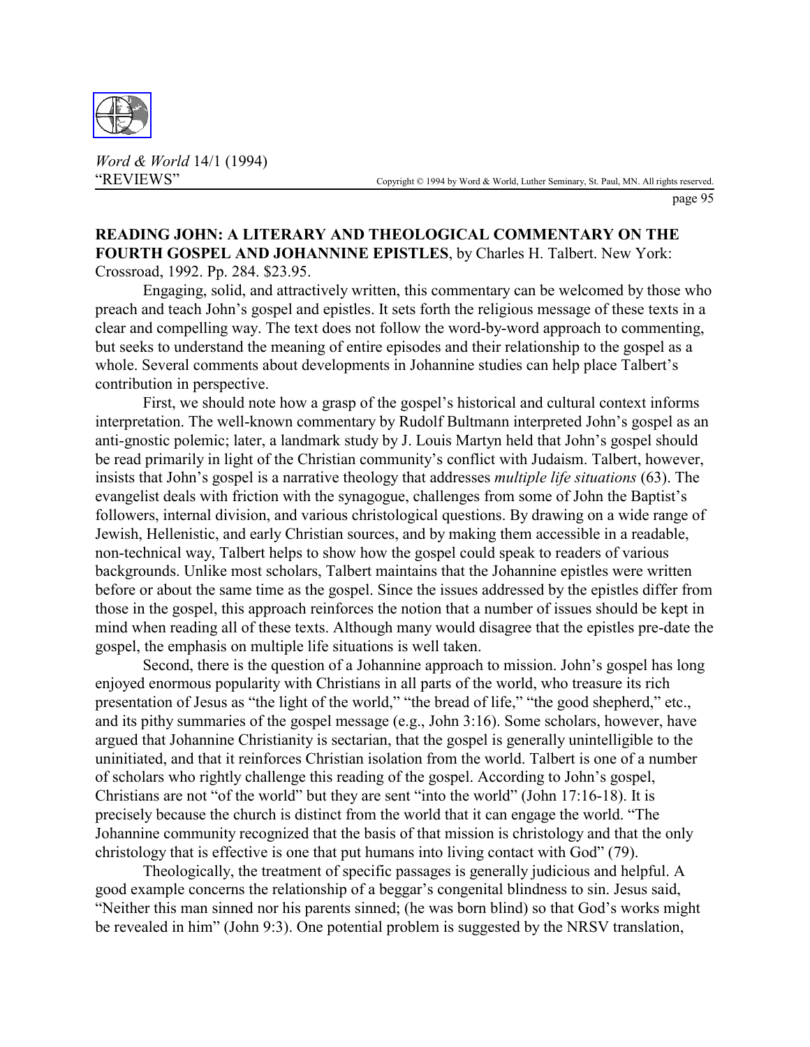Word & World 14/1 (1994)
"REVIEWS"

Copyright © 1994 by Word & World, Luther Seminary, St. Paul, MN. All rights reserved.

**READING JOHN: A LITERARY AND THEOLOGICAL COMMENTARY ON THE FOURTH GOSPEL AND JOHANNINE EPISTLES**, by Charles H. Talbert. New York: Crossroad, 1992. Pp. 284. $23.95.

Engaging, solid, and attractively written, this commentary can be welcomed by those who preach and teach John's gospel and epistles. It sets forth the religious message of these texts in a clear and compelling way. The text does not follow the word-by-word approach to commenting, but seeks to understand the meaning of entire episodes and their relationship to the gospel as a whole. Several comments about developments in Johannine studies can help place Talbert's contribution in perspective.

First, we should note how a grasp of the gospel's historical and cultural context informs interpretation. The well-known commentary by Rudolf Bultmann interpreted John's gospel as an anti-gnostic polemic; later, a landmark study by J. Louis Martyn held that John's gospel should be read primarily in light of the Christian community's conflict with Judaism. Talbert, however, insists that John's gospel is a narrative theology that addresses *multiple life situations* (63). The evangelist deals with friction with the synagogue, challenges from some of John the Baptist's followers, internal division, and various christological questions. By drawing on a wide range of Jewish, Hellenistic, and early Christian sources, and by making them accessible in a readable, non-technical way, Talbert helps to show how the gospel could speak to readers of various backgrounds. Unlike most scholars, Talbert maintains that the Johannine epistles were written before or about the same time as the gospel. Since the issues addressed by the epistles differ from those in the gospel, this approach reinforces the notion that a number of issues should be kept in mind when reading all of these texts. Although many would disagree that the epistles pre-date the gospel, the emphasis on multiple life situations is well taken.

Second, there is the question of a Johannine approach to mission. John's gospel has long enjoyed enormous popularity with Christians in all parts of the world, who treasure its rich presentation of Jesus as "the light of the world," "the bread of life," "the good shepherd," etc., and its pithy summaries of the gospel message (e.g., John 3:16). Some scholars, however, have argued that Johannine Christianity is sectarian, that the gospel is generally unintelligible to the uninitiated, and that it reinforces Christian isolation from the world. Talbert is one of a number of scholars who rightly challenge this reading of the gospel. According to John's gospel, Christians are not "of the world" but they are sent "into the world" (John 17:16-18). It is precisely because the church is distinct from the world that it can engage the world. "The Johannine community recognized that the basis of that mission is christology and that the only christology that is effective is one that put humans into living contact with God" (79).

Theologically, the treatment of specific passages is generally judicious and helpful. A good example concerns the relationship of a beggar's congenital blindness to sin. Jesus said, "Neither this man sinned nor his parents sinned; (he was born blind) so that God's works might be revealed in him" (John 9:3). One potential problem is suggested by the NRSV translation,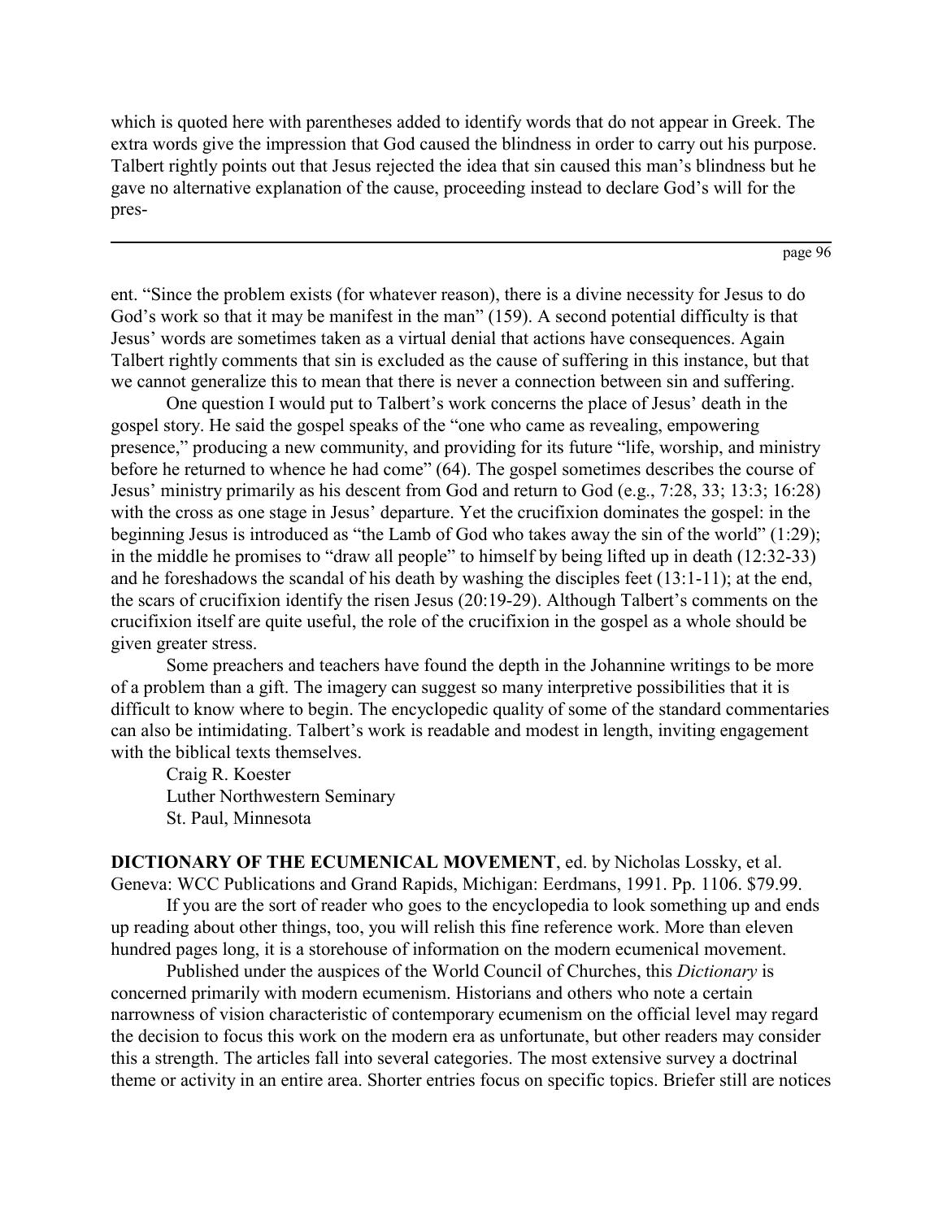which is quoted here with parentheses added to identify words that do not appear in Greek. The extra words give the impression that God caused the blindness in order to carry out his purpose. Talbert rightly points out that Jesus rejected the idea that sin caused this man's blindness but he gave no alternative explanation of the cause, proceeding instead to declare God's will for the present. "Since the problem exists (for whatever reason), there is a divine necessity for Jesus to do God's work so that it may be manifest in the man" (159). A second potential difficulty is that Jesus' words are sometimes taken as a virtual denial that actions have consequences. Again Talbert rightly comments that sin is excluded as the cause of suffering in this instance, but that we cannot generalize this to mean that there is never a connection between sin and suffering.

One question I would put to Talbert's work concerns the place of Jesus' death in the gospel story. He said the gospel speaks of the "one who came as revealing, empowering presence," producing a new community, and providing for its future "life, worship, and ministry before he returned to whence he had come" (64). The gospel sometimes describes the course of Jesus' ministry primarily as his descent from God and return to God (e.g., 7:28, 33; 13:3; 16:28) with the cross as one stage in Jesus' departure. Yet the crucifixion dominates the gospel: in the beginning Jesus is introduced as "the Lamb of God who takes away the sin of the world" (1:29); in the middle he promises to "draw all people" to himself by being lifted up in death (12:32-33) and he foreshadows the scandal of his death by washing the disciples feet (13:1-11); at the end, the scars of crucifixion identify the risen Jesus (20:19-29). Although Talbert's comments on the crucifixion itself are quite useful, the role of the crucifixion in the gospel as a whole should be given greater stress.

Some preachers and teachers have found the depth in the Johannine writings to be more of a problem than a gift. The imagery can suggest so many interpretive possibilities that it is difficult to know where to begin. The encyclopedic quality of some of the standard commentaries can also be intimidating. Talbert's work is readable and modest in length, inviting engagement with the biblical texts themselves.

Craig R. Koester
Luther Northwestern Seminary
St. Paul, Minnesota

**DICTIONARY OF THE ECUMENICAL MOVEMENT**, ed. by Nicholas Lossky, et al. Geneva: WCC Publications and Grand Rapids, Michigan: Eerdmans, 1991. Pp. 1106. $79.99.

If you are the sort of reader who goes to the encyclopedia to look something up and ends up reading about other things, too, you will relish this fine reference work. More than eleven hundred pages long, it is a storehouse of information on the modern ecumenical movement.

Published under the auspices of the World Council of Churches, this *Dictionary* is concerned primarily with modern ecumenism. Historians and others who note a certain narrowness of vision characteristic of contemporary ecumenism on the official level may regard the decision to focus this work on the modern era as unfortunate, but other readers may consider this a strength. The articles fall into several categories. The most extensive survey a doctrinal theme or activity in an entire area. Shorter entries focus on specific topics. Briefer still are notices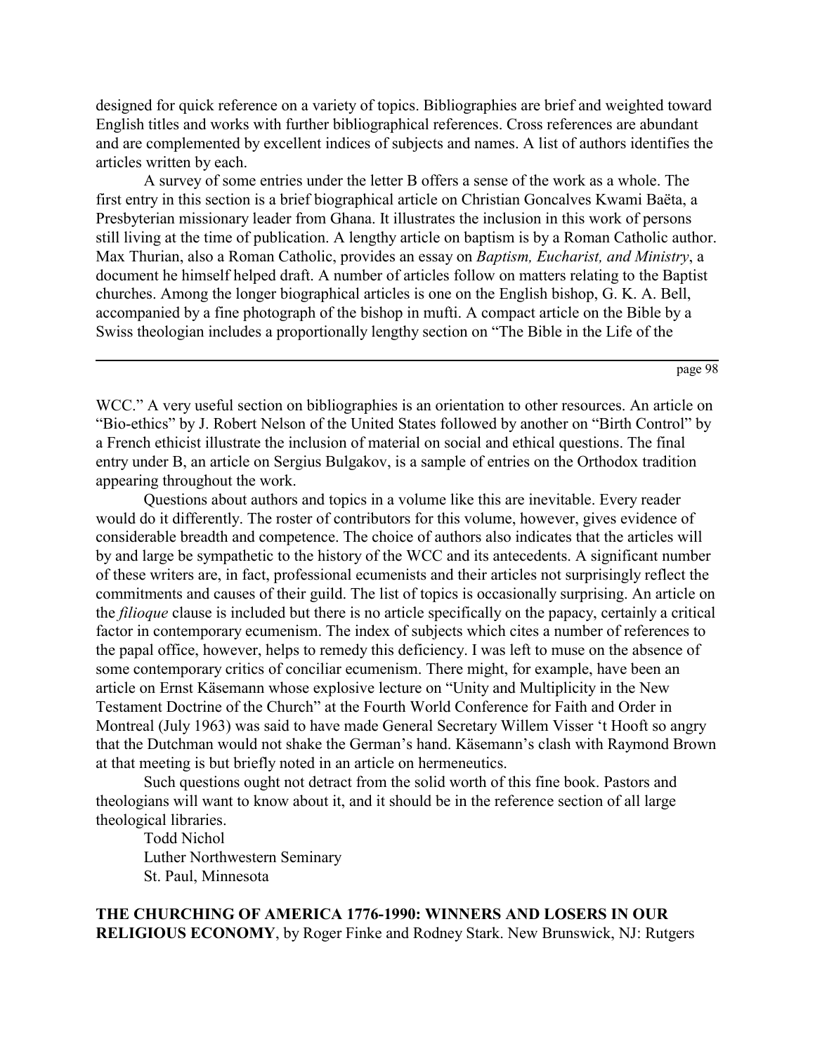designed for quick reference on a variety of topics. Bibliographies are brief and weighted toward English titles and works with further bibliographical references. Cross references are abundant and are complemented by excellent indices of subjects and names. A list of authors identifies the articles written by each.

A survey of some entries under the letter B offers a sense of the work as a whole. The first entry in this section is a brief biographical article on Christian Goncalves Kwami Baëta, a Presbyterian missionary leader from Ghana. It illustrates the inclusion in this work of persons still living at the time of publication. A lengthy article on baptism is by a Roman Catholic author. Max Thurian, also a Roman Catholic, provides an essay on *Baptism, Eucharist, and Ministry*, a document he himself helped draft. A number of articles follow on matters relating to the Baptist churches. Among the longer biographical articles is one on the English bishop, G. K. A. Bell, accompanied by a fine photograph of the bishop in mufti. A compact article on the Bible by a Swiss theologian includes a proportionally lengthy section on "The Bible in the Life of the WCC." A very useful section on bibliographies is an orientation to other resources. An article on "Bio-ethics" by J. Robert Nelson of the United States followed by another on "Birth Control" by a French ethicist illustrate the inclusion of material on social and ethical questions. The final entry under B, an article on Sergius Bulgakov, is a sample of entries on the Orthodox tradition appearing throughout the work.

Questions about authors and topics in a volume like this are inevitable. Every reader would do it differently. The roster of contributors for this volume, however, gives evidence of considerable breadth and competence. The choice of authors also indicates that the articles will by and large be sympathetic to the history of the WCC and its antecedents. A significant number of these writers are, in fact, professional ecumenists and their articles not surprisingly reflect the commitments and causes of their guild. The list of topics is occasionally surprising. An article on the *filioque* clause is included but there is no article specifically on the papacy, certainly a critical factor in contemporary ecumenism. The index of subjects which cites a number of references to the papal office, however, helps to remedy this deficiency. I was left to muse on the absence of some contemporary critics of conciliar ecumenism. There might, for example, have been an article on Ernst Käsemann whose explosive lecture on "Unity and Multiplicity in the New Testament Doctrine of the Church" at the Fourth World Conference for Faith and Order in Montreal (July 1963) was said to have made General Secretary Willem Visser 't Hooft so angry that the Dutchman would not shake the German's hand. Käsemann's clash with Raymond Brown at that meeting is but briefly noted in an article on hermeneutics.

Such questions ought not detract from the solid worth of this fine book. Pastors and theologians will want to know about it, and it should be in the reference section of all large theological libraries.

Todd Nichol
Luther Northwestern Seminary
St. Paul, Minnesota

**THE CHURCHING OF AMERICA 1776-1990: WINNERS AND LOSERS IN OUR RELIGIOUS ECONOMY**, by Roger Finke and Rodney Stark. New Brunswick, NJ: Rutgers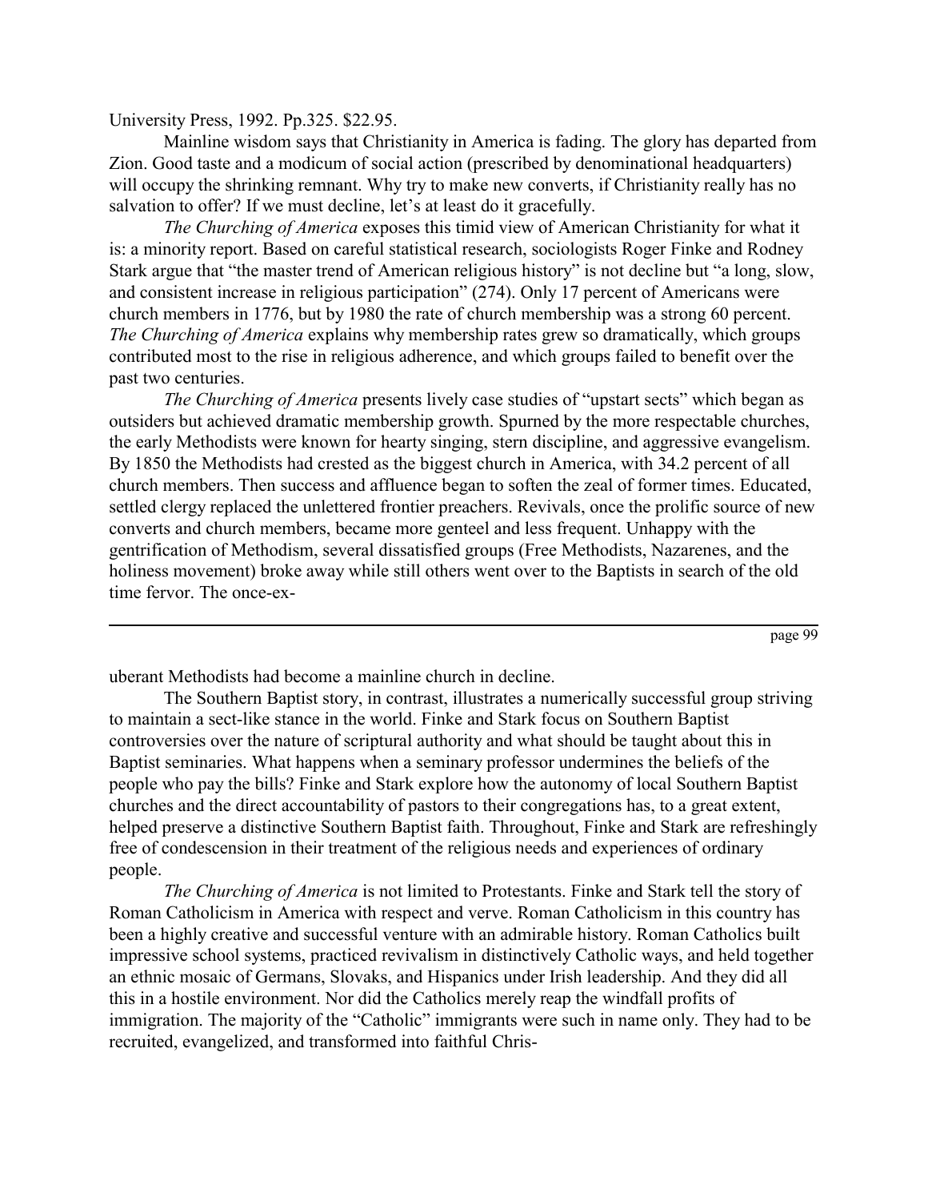University Press, 1992. Pp.325. $22.95.

Mainline wisdom says that Christianity in America is fading. The glory has departed from Zion. Good taste and a modicum of social action (prescribed by denominational headquarters) will occupy the shrinking remnant. Why try to make new converts, if Christianity really has no salvation to offer? If we must decline, let's at least do it gracefully.

*The Churching of America* exposes this timid view of American Christianity for what it is: a minority report. Based on careful statistical research, sociologists Roger Finke and Rodney Stark argue that "the master trend of American religious history" is not decline but "a long, slow, and consistent increase in religious participation" (274). Only 17 percent of Americans were church members in 1776, but by 1980 the rate of church membership was a strong 60 percent. *The Churching of America* explains why membership rates grew so dramatically, which groups contributed most to the rise in religious adherence, and which groups failed to benefit over the past two centuries.

*The Churching of America* presents lively case studies of "upstart sects" which began as outsiders but achieved dramatic membership growth. Spurned by the more respectable churches, the early Methodists were known for hearty singing, stern discipline, and aggressive evangelism. By 1850 the Methodists had crested as the biggest church in America, with 34.2 percent of all church members. Then success and affluence began to soften the zeal of former times. Educated, settled clergy replaced the unlettered frontier preachers. Revivals, once the prolific source of new converts and church members, became more genteel and less frequent. Unhappy with the gentrification of Methodism, several dissatisfied groups (Free Methodists, Nazarenes, and the holiness movement) broke away while still others went over to the Baptists in search of the old time fervor. The once-exuberant Methodists had become a mainline church in decline.

The Southern Baptist story, in contrast, illustrates a numerically successful group striving to maintain a sect-like stance in the world. Finke and Stark focus on Southern Baptist controversies over the nature of scriptural authority and what should be taught about this in Baptist seminaries. What happens when a seminary professor undermines the beliefs of the people who pay the bills? Finke and Stark explore how the autonomy of local Southern Baptist churches and the direct accountability of pastors to their congregations has, to a great extent, helped preserve a distinctive Southern Baptist faith. Throughout, Finke and Stark are refreshingly free of condescension in their treatment of the religious needs and experiences of ordinary people.

*The Churching of America* is not limited to Protestants. Finke and Stark tell the story of Roman Catholicism in America with respect and verve. Roman Catholicism in this country has been a highly creative and successful venture with an admirable history. Roman Catholics built impressive school systems, practiced revivalism in distinctively Catholic ways, and held together an ethnic mosaic of Germans, Slovaks, and Hispanics under Irish leadership. And they did all this in a hostile environment. Nor did the Catholics merely reap the windfall profits of immigration. The majority of the "Catholic" immigrants were such in name only. They had to be recruited, evangelized, and transformed into faithful Chris-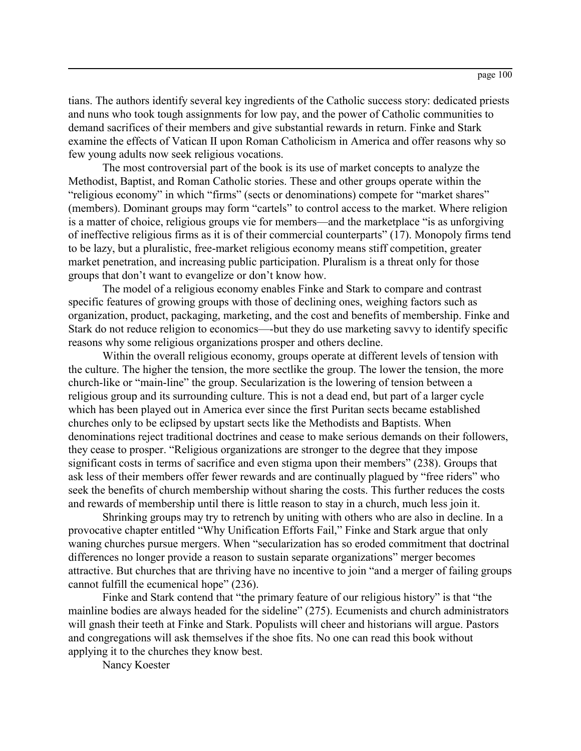tians. The authors identify several key ingredients of the Catholic success story: dedicated priests and nuns who took tough assignments for low pay, and the power of Catholic communities to demand sacrifices of their members and give substantial rewards in return. Finke and Stark examine the effects of Vatican II upon Roman Catholicism in America and offer reasons why so few young adults now seek religious vocations.

The most controversial part of the book is its use of market concepts to analyze the Methodist, Baptist, and Roman Catholic stories. These and other groups operate within the "religious economy" in which "firms" (sects or denominations) compete for "market shares" (members). Dominant groups may form "cartels" to control access to the market. Where religion is a matter of choice, religious groups vie for members—and the marketplace "is as unforgiving of ineffective religious firms as it is of their commercial counterparts" (17). Monopoly firms tend to be lazy, but a pluralistic, free-market religious economy means stiff competition, greater market penetration, and increasing public participation. Pluralism is a threat only for those groups that don't want to evangelize or don't know how.

The model of a religious economy enables Finke and Stark to compare and contrast specific features of growing groups with those of declining ones, weighing factors such as organization, product, packaging, marketing, and the cost and benefits of membership. Finke and Stark do not reduce religion to economics—-but they do use marketing savvy to identify specific reasons why some religious organizations prosper and others decline.

Within the overall religious economy, groups operate at different levels of tension with the culture. The higher the tension, the more sectlike the group. The lower the tension, the more church-like or "main-line" the group. Secularization is the lowering of tension between a religious group and its surrounding culture. This is not a dead end, but part of a larger cycle which has been played out in America ever since the first Puritan sects became established churches only to be eclipsed by upstart sects like the Methodists and Baptists. When denominations reject traditional doctrines and cease to make serious demands on their followers, they cease to prosper. "Religious organizations are stronger to the degree that they impose significant costs in terms of sacrifice and even stigma upon their members" (238). Groups that ask less of their members offer fewer rewards and are continually plagued by "free riders" who seek the benefits of church membership without sharing the costs. This further reduces the costs and rewards of membership until there is little reason to stay in a church, much less join it.

Shrinking groups may try to retrench by uniting with others who are also in decline. In a provocative chapter entitled "Why Unification Efforts Fail," Finke and Stark argue that only waning churches pursue mergers. When "secularization has so eroded commitment that doctrinal differences no longer provide a reason to sustain separate organizations" merger becomes attractive. But churches that are thriving have no incentive to join "and a merger of failing groups cannot fulfill the ecumenical hope" (236).

Finke and Stark contend that "the primary feature of our religious history" is that "the mainline bodies are always headed for the sideline" (275). Ecumenists and church administrators will gnash their teeth at Finke and Stark. Populists will cheer and historians will argue. Pastors and congregations will ask themselves if the shoe fits. No one can read this book without applying it to the churches they know best.

Nancy Koester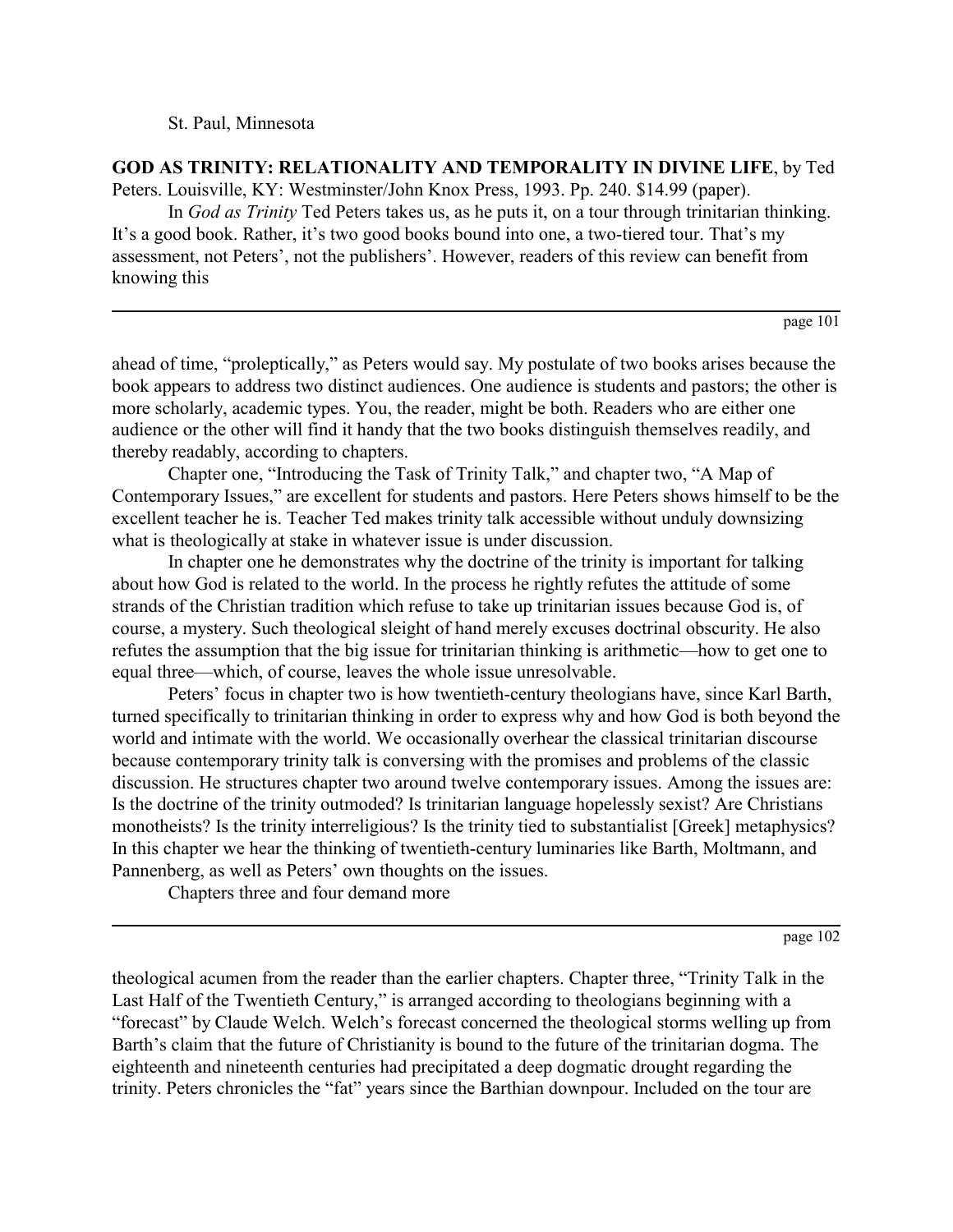St. Paul, Minnesota

**GOD AS TRINITY: RELATIONALITY AND TEMPORALITY IN DIVINE LIFE**, by Ted Peters. Louisville, KY: Westminster/John Knox Press, 1993. Pp. 240. $14.99 (paper).

In *God as Trinity* Ted Peters takes us, as he puts it, on a tour through trinitarian thinking. It's a good book. Rather, it's two good books bound into one, a two-tiered tour. That's my assessment, not Peters', not the publishers'. However, readers of this review can benefit from knowing this ahead of time, "proleptically," as Peters would say. My postulate of two books arises because the book appears to address two distinct audiences. One audience is students and pastors; the other is more scholarly, academic types. You, the reader, might be both. Readers who are either one audience or the other will find it handy that the two books distinguish themselves readily, and thereby readably, according to chapters.

Chapter one, "Introducing the Task of Trinity Talk," and chapter two, "A Map of Contemporary Issues," are excellent for students and pastors. Here Peters shows himself to be the excellent teacher he is. Teacher Ted makes trinity talk accessible without unduly downsizing what is theologically at stake in whatever issue is under discussion.

In chapter one he demonstrates why the doctrine of the trinity is important for talking about how God is related to the world. In the process he rightly refutes the attitude of some strands of the Christian tradition which refuse to take up trinitarian issues because God is, of course, a mystery. Such theological sleight of hand merely excuses doctrinal obscurity. He also refutes the assumption that the big issue for trinitarian thinking is arithmetic—how to get one to equal three—which, of course, leaves the whole issue unresolvable.

Peters' focus in chapter two is how twentieth-century theologians have, since Karl Barth, turned specifically to trinitarian thinking in order to express why and how God is both beyond the world and intimate with the world. We occasionally overhear the classical trinitarian discourse because contemporary trinity talk is conversing with the promises and problems of the classic discussion. He structures chapter two around twelve contemporary issues. Among the issues are: Is the doctrine of the trinity outmoded? Is trinitarian language hopelessly sexist? Are Christians monotheists? Is the trinity interreligious? Is the trinity tied to substantialist [Greek] metaphysics? In this chapter we hear the thinking of twentieth-century luminaries like Barth, Moltmann, and Pannenberg, as well as Peters' own thoughts on the issues.

Chapters three and four demand more theological acumen from the reader than the earlier chapters. Chapter three, "Trinity Talk in the Last Half of the Twentieth Century," is arranged according to theologians beginning with a "forecast" by Claude Welch. Welch's forecast concerned the theological storms welling up from Barth's claim that the future of Christianity is bound to the future of the trinitarian dogma. The eighteenth and nineteenth centuries had precipitated a deep dogmatic drought regarding the trinity. Peters chronicles the "fat" years since the Barthian downpour. Included on the tour are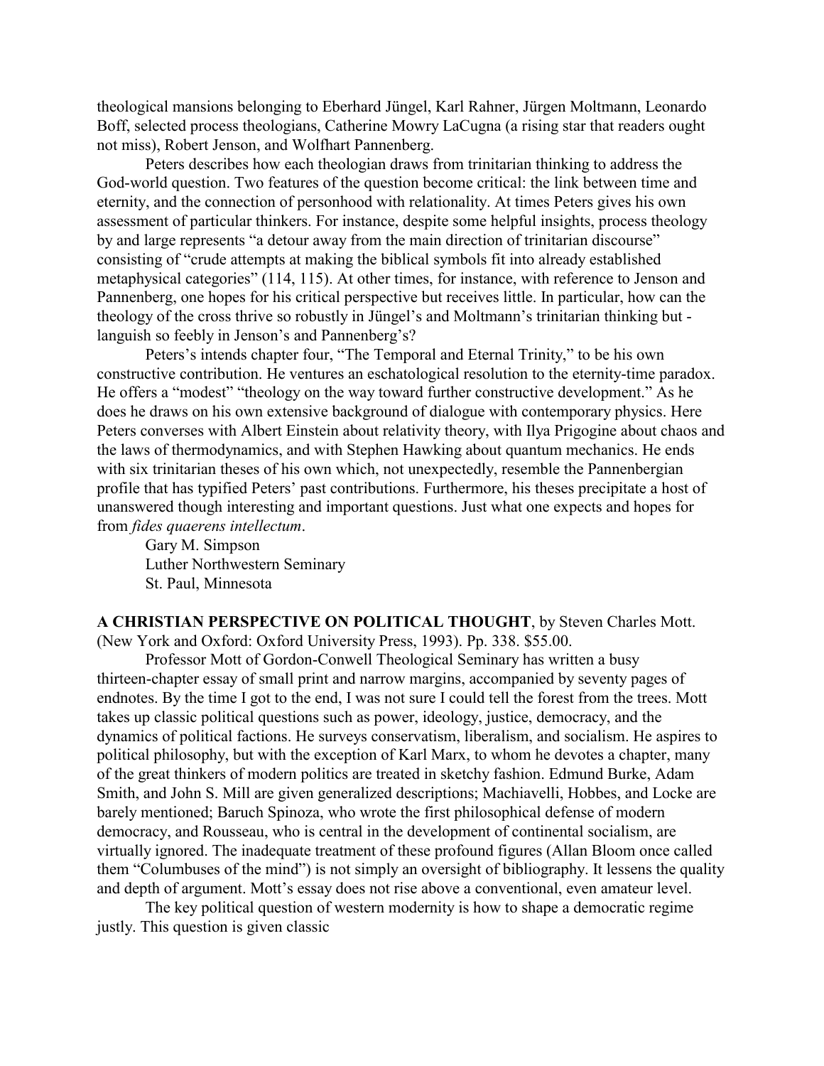theological mansions belonging to Eberhard Jüngel, Karl Rahner, Jürgen Moltmann, Leonardo Boff, selected process theologians, Catherine Mowry LaCugna (a rising star that readers ought not miss), Robert Jenson, and Wolfhart Pannenberg.

Peters describes how each theologian draws from trinitarian thinking to address the God-world question. Two features of the question become critical: the link between time and eternity, and the connection of personhood with relationality. At times Peters gives his own assessment of particular thinkers. For instance, despite some helpful insights, process theology by and large represents "a detour away from the main direction of trinitarian discourse" consisting of "crude attempts at making the biblical symbols fit into already established metaphysical categories" (114, 115). At other times, for instance, with reference to Jenson and Pannenberg, one hopes for his critical perspective but receives little. In particular, how can the theology of the cross thrive so robustly in Jüngel's and Moltmann's trinitarian thinking but -languish so feebly in Jenson's and Pannenberg's?

Peters's intends chapter four, "The Temporal and Eternal Trinity," to be his own constructive contribution. He ventures an eschatological resolution to the eternity-time paradox. He offers a "modest" "theology on the way toward further constructive development." As he does he draws on his own extensive background of dialogue with contemporary physics. Here Peters converses with Albert Einstein about relativity theory, with Ilya Prigogine about chaos and the laws of thermodynamics, and with Stephen Hawking about quantum mechanics. He ends with six trinitarian theses of his own which, not unexpectedly, resemble the Pannenbergian profile that has typified Peters' past contributions. Furthermore, his theses precipitate a host of unanswered though interesting and important questions. Just what one expects and hopes for from *fides quaerens intellectum*.

Gary M. Simpson
Luther Northwestern Seminary
St. Paul, Minnesota

**A CHRISTIAN PERSPECTIVE ON POLITICAL THOUGHT**, by Steven Charles Mott. (New York and Oxford: Oxford University Press, 1993). Pp. 338. $55.00.

Professor Mott of Gordon-Conwell Theological Seminary has written a busy thirteen-chapter essay of small print and narrow margins, accompanied by seventy pages of endnotes. By the time I got to the end, I was not sure I could tell the forest from the trees. Mott takes up classic political questions such as power, ideology, justice, democracy, and the dynamics of political factions. He surveys conservatism, liberalism, and socialism. He aspires to political philosophy, but with the exception of Karl Marx, to whom he devotes a chapter, many of the great thinkers of modern politics are treated in sketchy fashion. Edmund Burke, Adam Smith, and John S. Mill are given generalized descriptions; Machiavelli, Hobbes, and Locke are barely mentioned; Baruch Spinoza, who wrote the first philosophical defense of modern democracy, and Rousseau, who is central in the development of continental socialism, are virtually ignored. The inadequate treatment of these profound figures (Allan Bloom once called them "Columbuses of the mind") is not simply an oversight of bibliography. It lessens the quality and depth of argument. Mott's essay does not rise above a conventional, even amateur level.

The key political question of western modernity is how to shape a democratic regime justly. This question is given classic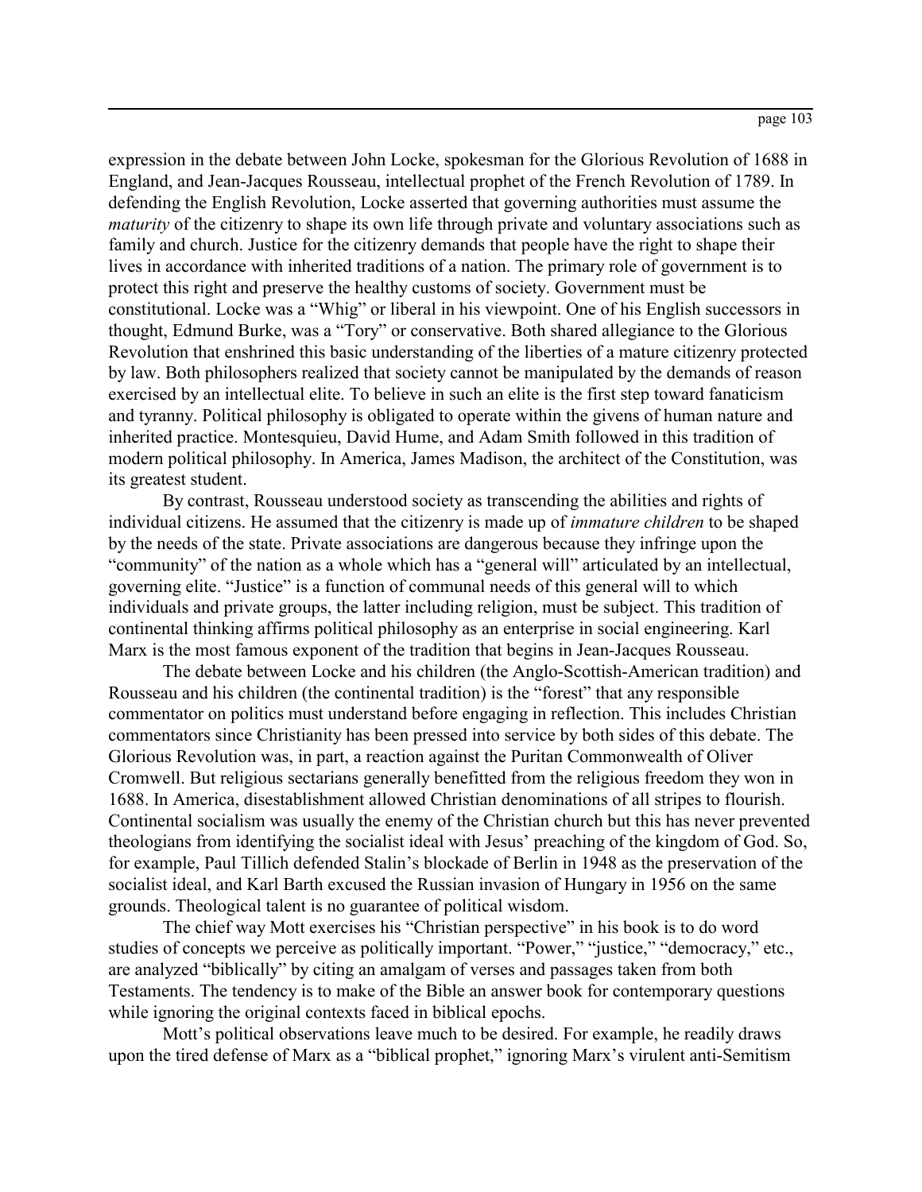expression in the debate between John Locke, spokesman for the Glorious Revolution of 1688 in England, and Jean-Jacques Rousseau, intellectual prophet of the French Revolution of 1789. In defending the English Revolution, Locke asserted that governing authorities must assume the *maturity* of the citizenry to shape its own life through private and voluntary associations such as family and church. Justice for the citizenry demands that people have the right to shape their lives in accordance with inherited traditions of a nation. The primary role of government is to protect this right and preserve the healthy customs of society. Government must be constitutional. Locke was a "Whig" or liberal in his viewpoint. One of his English successors in thought, Edmund Burke, was a "Tory" or conservative. Both shared allegiance to the Glorious Revolution that enshrined this basic understanding of the liberties of a mature citizenry protected by law. Both philosophers realized that society cannot be manipulated by the demands of reason exercised by an intellectual elite. To believe in such an elite is the first step toward fanaticism and tyranny. Political philosophy is obligated to operate within the givens of human nature and inherited practice. Montesquieu, David Hume, and Adam Smith followed in this tradition of modern political philosophy. In America, James Madison, the architect of the Constitution, was its greatest student.

By contrast, Rousseau understood society as transcending the abilities and rights of individual citizens. He assumed that the citizenry is made up of *immature children* to be shaped by the needs of the state. Private associations are dangerous because they infringe upon the "community" of the nation as a whole which has a "general will" articulated by an intellectual, governing elite. "Justice" is a function of communal needs of this general will to which individuals and private groups, the latter including religion, must be subject. This tradition of continental thinking affirms political philosophy as an enterprise in social engineering. Karl Marx is the most famous exponent of the tradition that begins in Jean-Jacques Rousseau.

The debate between Locke and his children (the Anglo-Scottish-American tradition) and Rousseau and his children (the continental tradition) is the "forest" that any responsible commentator on politics must understand before engaging in reflection. This includes Christian commentators since Christianity has been pressed into service by both sides of this debate. The Glorious Revolution was, in part, a reaction against the Puritan Commonwealth of Oliver Cromwell. But religious sectarians generally benefitted from the religious freedom they won in 1688. In America, disestablishment allowed Christian denominations of all stripes to flourish. Continental socialism was usually the enemy of the Christian church but this has never prevented theologians from identifying the socialist ideal with Jesus' preaching of the kingdom of God. So, for example, Paul Tillich defended Stalin's blockade of Berlin in 1948 as the preservation of the socialist ideal, and Karl Barth excused the Russian invasion of Hungary in 1956 on the same grounds. Theological talent is no guarantee of political wisdom.

The chief way Mott exercises his "Christian perspective" in his book is to do word studies of concepts we perceive as politically important. "Power," "justice," "democracy," etc., are analyzed "biblically" by citing an amalgam of verses and passages taken from both Testaments. The tendency is to make of the Bible an answer book for contemporary questions while ignoring the original contexts faced in biblical epochs.

Mott's political observations leave much to be desired. For example, he readily draws upon the tired defense of Marx as a "biblical prophet," ignoring Marx's virulent anti-Semitism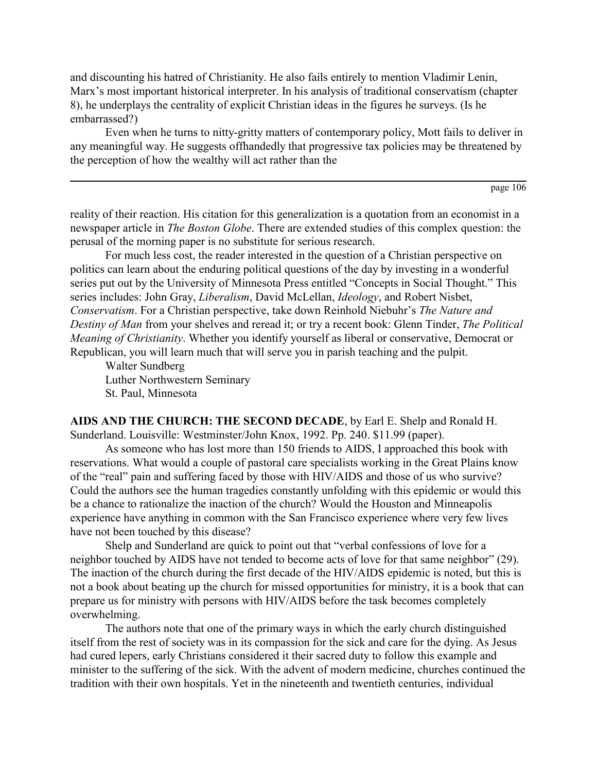and discounting his hatred of Christianity. He also fails entirely to mention Vladimir Lenin, Marx's most important historical interpreter. In his analysis of traditional conservatism (chapter 8), he underplays the centrality of explicit Christian ideas in the figures he surveys. (Is he embarrassed?)

Even when he turns to nitty-gritty matters of contemporary policy, Mott fails to deliver in any meaningful way. He suggests offhandedly that progressive tax policies may be threatened by the perception of how the wealthy will act rather than the reality of their reaction. His citation for this generalization is a quotation from an economist in a newspaper article in *The Boston Globe*. There are extended studies of this complex question: the perusal of the morning paper is no substitute for serious research.

For much less cost, the reader interested in the question of a Christian perspective on politics can learn about the enduring political questions of the day by investing in a wonderful series put out by the University of Minnesota Press entitled "Concepts in Social Thought." This series includes: John Gray, *Liberalism*, David McLellan, *Ideology*, and Robert Nisbet, *Conservatism*. For a Christian perspective, take down Reinhold Niebuhr's *The Nature and Destiny of Man* from your shelves and reread it; or try a recent book: Glenn Tinder, *The Political Meaning of Christianity*. Whether you identify yourself as liberal or conservative, Democrat or Republican, you will learn much that will serve you in parish teaching and the pulpit.

Walter Sundberg
Luther Northwestern Seminary
St. Paul, Minnesota

**AIDS AND THE CHURCH: THE SECOND DECADE**, by Earl E. Shelp and Ronald H. Sunderland. Louisville: Westminster/John Knox, 1992. Pp. 240. $11.99 (paper).

As someone who has lost more than 150 friends to AIDS, I approached this book with reservations. What would a couple of pastoral care specialists working in the Great Plains know of the "real" pain and suffering faced by those with HIV/AIDS and those of us who survive? Could the authors see the human tragedies constantly unfolding with this epidemic or would this be a chance to rationalize the inaction of the church? Would the Houston and Minneapolis experience have anything in common with the San Francisco experience where very few lives have not been touched by this disease?

Shelp and Sunderland are quick to point out that "verbal confessions of love for a neighbor touched by AIDS have not tended to become acts of love for that same neighbor" (29). The inaction of the church during the first decade of the HIV/AIDS epidemic is noted, but this is not a book about beating up the church for missed opportunities for ministry, it is a book that can prepare us for ministry with persons with HIV/AIDS before the task becomes completely overwhelming.

The authors note that one of the primary ways in which the early church distinguished itself from the rest of society was in its compassion for the sick and care for the dying. As Jesus had cured lepers, early Christians considered it their sacred duty to follow this example and minister to the suffering of the sick. With the advent of modern medicine, churches continued the tradition with their own hospitals. Yet in the nineteenth and twentieth centuries, individual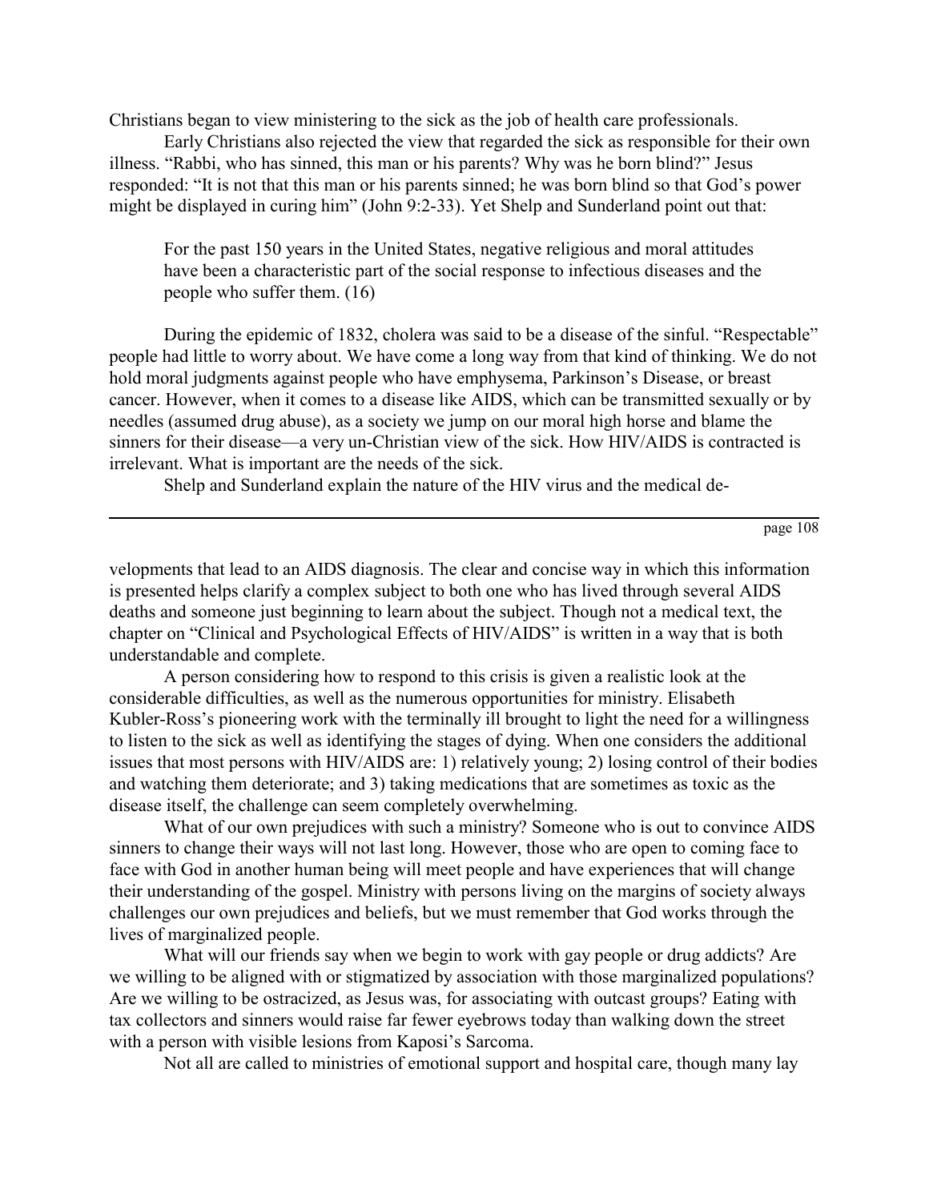Christians began to view ministering to the sick as the job of health care professionals.

Early Christians also rejected the view that regarded the sick as responsible for their own illness. "Rabbi, who has sinned, this man or his parents? Why was he born blind?" Jesus responded: "It is not that this man or his parents sinned; he was born blind so that God's power might be displayed in curing him" (John 9:2-33). Yet Shelp and Sunderland point out that:

> For the past 150 years in the United States, negative religious and moral attitudes have been a characteristic part of the social response to infectious diseases and the people who suffer them. (16)

During the epidemic of 1832, cholera was said to be a disease of the sinful. "Respectable" people had little to worry about. We have come a long way from that kind of thinking. We do not hold moral judgments against people who have emphysema, Parkinson's Disease, or breast cancer. However, when it comes to a disease like AIDS, which can be transmitted sexually or by needles (assumed drug abuse), as a society we jump on our moral high horse and blame the sinners for their disease—a very un-Christian view of the sick. How HIV/AIDS is contracted is irrelevant. What is important are the needs of the sick.

Shelp and Sunderland explain the nature of the HIV virus and the medical developments that lead to an AIDS diagnosis. The clear and concise way in which this information is presented helps clarify a complex subject to both one who has lived through several AIDS deaths and someone just beginning to learn about the subject. Though not a medical text, the chapter on "Clinical and Psychological Effects of HIV/AIDS" is written in a way that is both understandable and complete.

A person considering how to respond to this crisis is given a realistic look at the considerable difficulties, as well as the numerous opportunities for ministry. Elisabeth Kubler-Ross's pioneering work with the terminally ill brought to light the need for a willingness to listen to the sick as well as identifying the stages of dying. When one considers the additional issues that most persons with HIV/AIDS are: 1) relatively young; 2) losing control of their bodies and watching them deteriorate; and 3) taking medications that are sometimes as toxic as the disease itself, the challenge can seem completely overwhelming.

What of our own prejudices with such a ministry? Someone who is out to convince AIDS sinners to change their ways will not last long. However, those who are open to coming face to face with God in another human being will meet people and have experiences that will change their understanding of the gospel. Ministry with persons living on the margins of society always challenges our own prejudices and beliefs, but we must remember that God works through the lives of marginalized people.

What will our friends say when we begin to work with gay people or drug addicts? Are we willing to be aligned with or stigmatized by association with those marginalized populations? Are we willing to be ostracized, as Jesus was, for associating with outcast groups? Eating with tax collectors and sinners would raise far fewer eyebrows today than walking down the street with a person with visible lesions from Kaposi's Sarcoma.

Not all are called to ministries of emotional support and hospital care, though many lay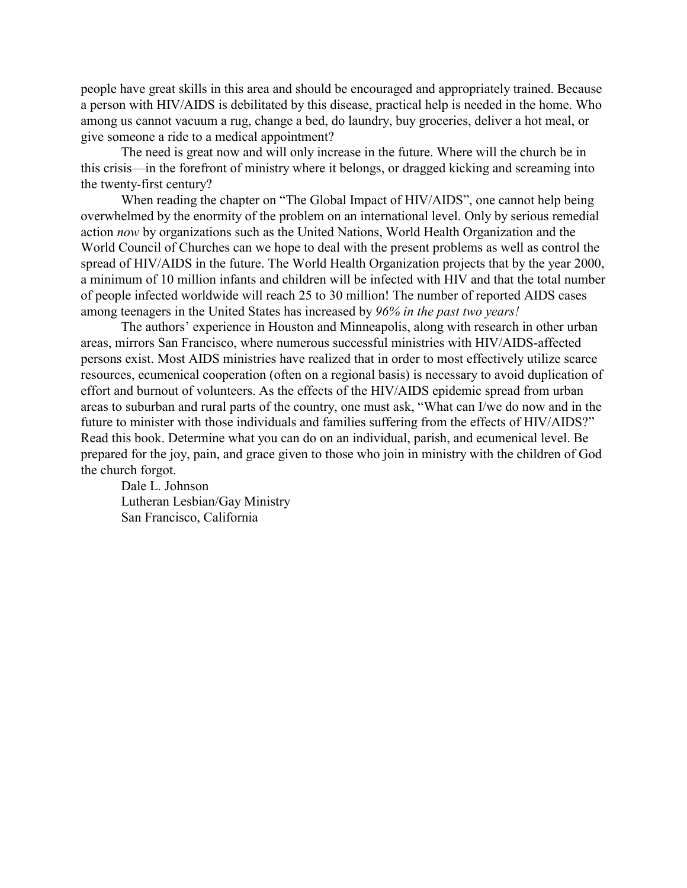people have great skills in this area and should be encouraged and appropriately trained. Because a person with HIV/AIDS is debilitated by this disease, practical help is needed in the home. Who among us cannot vacuum a rug, change a bed, do laundry, buy groceries, deliver a hot meal, or give someone a ride to a medical appointment?

The need is great now and will only increase in the future. Where will the church be in this crisis—in the forefront of ministry where it belongs, or dragged kicking and screaming into the twenty-first century?

When reading the chapter on "The Global Impact of HIV/AIDS", one cannot help being overwhelmed by the enormity of the problem on an international level. Only by serious remedial action *now* by organizations such as the United Nations, World Health Organization and the World Council of Churches can we hope to deal with the present problems as well as control the spread of HIV/AIDS in the future. The World Health Organization projects that by the year 2000, a minimum of 10 million infants and children will be infected with HIV and that the total number of people infected worldwide will reach 25 to 30 million! The number of reported AIDS cases among teenagers in the United States has increased by *96% in the past two years!*

The authors' experience in Houston and Minneapolis, along with research in other urban areas, mirrors San Francisco, where numerous successful ministries with HIV/AIDS-affected persons exist. Most AIDS ministries have realized that in order to most effectively utilize scarce resources, ecumenical cooperation (often on a regional basis) is necessary to avoid duplication of effort and burnout of volunteers. As the effects of the HIV/AIDS epidemic spread from urban areas to suburban and rural parts of the country, one must ask, "What can I/we do now and in the future to minister with those individuals and families suffering from the effects of HIV/AIDS?" Read this book. Determine what you can do on an individual, parish, and ecumenical level. Be prepared for the joy, pain, and grace given to those who join in ministry with the children of God the church forgot.

Dale L. Johnson
Lutheran Lesbian/Gay Ministry
San Francisco, California